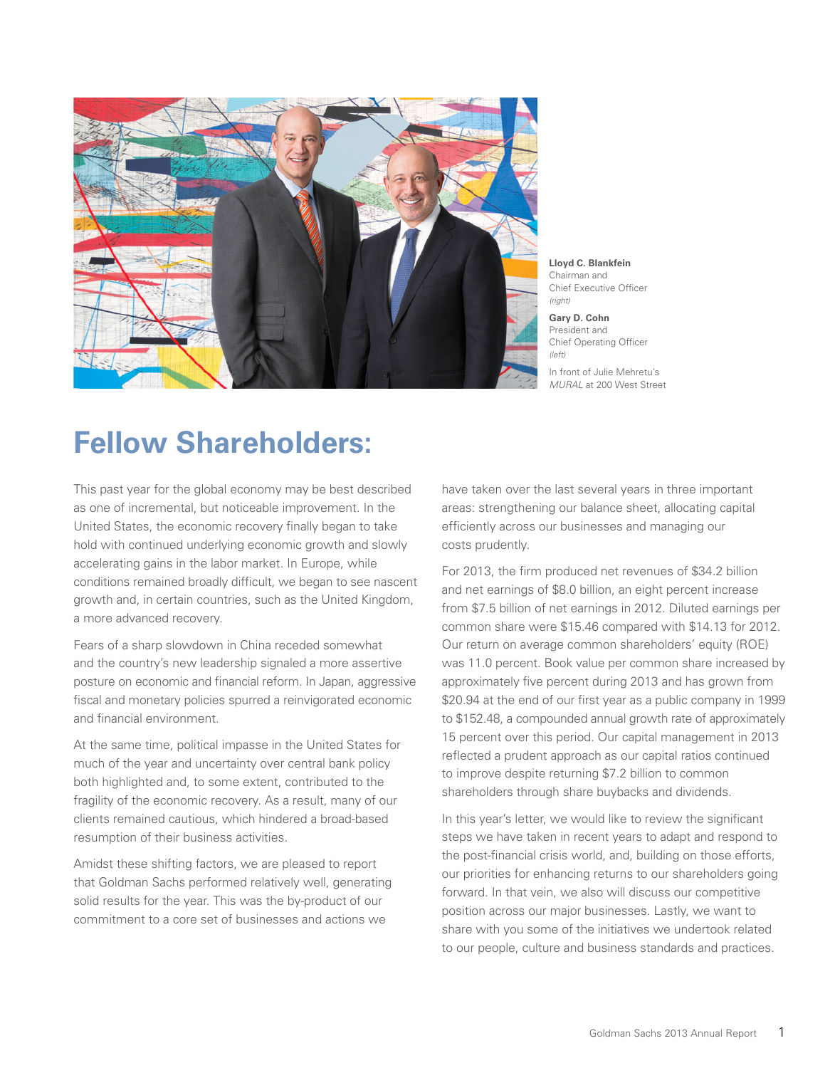**Lloyd C. Blankfein**
Chairman and
Chief Executive Officer
*(right)*

**Gary D. Cohn**
President and
Chief Operating Officer
*(left)*

In front of Julie Mehretu's *MURAL* at 200 West Street

# Fellow Shareholders:

This past year for the global economy may be best described as one of incremental, but noticeable improvement. In the United States, the economic recovery finally began to take hold with continued underlying economic growth and slowly accelerating gains in the labor market. In Europe, while conditions remained broadly difficult, we began to see nascent growth and, in certain countries, such as the United Kingdom, a more advanced recovery.

Fears of a sharp slowdown in China receded somewhat and the country's new leadership signaled a more assertive posture on economic and financial reform. In Japan, aggressive fiscal and monetary policies spurred a reinvigorated economic and financial environment.

At the same time, political impasse in the United States for much of the year and uncertainty over central bank policy both highlighted and, to some extent, contributed to the fragility of the economic recovery. As a result, many of our clients remained cautious, which hindered a broad-based resumption of their business activities.

Amidst these shifting factors, we are pleased to report that Goldman Sachs performed relatively well, generating solid results for the year. This was the by-product of our commitment to a core set of businesses and actions we have taken over the last several years in three important areas: strengthening our balance sheet, allocating capital efficiently across our businesses and managing our costs prudently.

For 2013, the firm produced net revenues of $34.2 billion and net earnings of $8.0 billion, an eight percent increase from $7.5 billion of net earnings in 2012. Diluted earnings per common share were $15.46 compared with $14.13 for 2012. Our return on average common shareholders' equity (ROE) was 11.0 percent. Book value per common share increased by approximately five percent during 2013 and has grown from $20.94 at the end of our first year as a public company in 1999 to $152.48, a compounded annual growth rate of approximately 15 percent over this period. Our capital management in 2013 reflected a prudent approach as our capital ratios continued to improve despite returning $7.2 billion to common shareholders through share buybacks and dividends.

In this year's letter, we would like to review the significant steps we have taken in recent years to adapt and respond to the post-financial crisis world, and, building on those efforts, our priorities for enhancing returns to our shareholders going forward. In that vein, we also will discuss our competitive position across our major businesses. Lastly, we want to share with you some of the initiatives we undertook related to our people, culture and business standards and practices.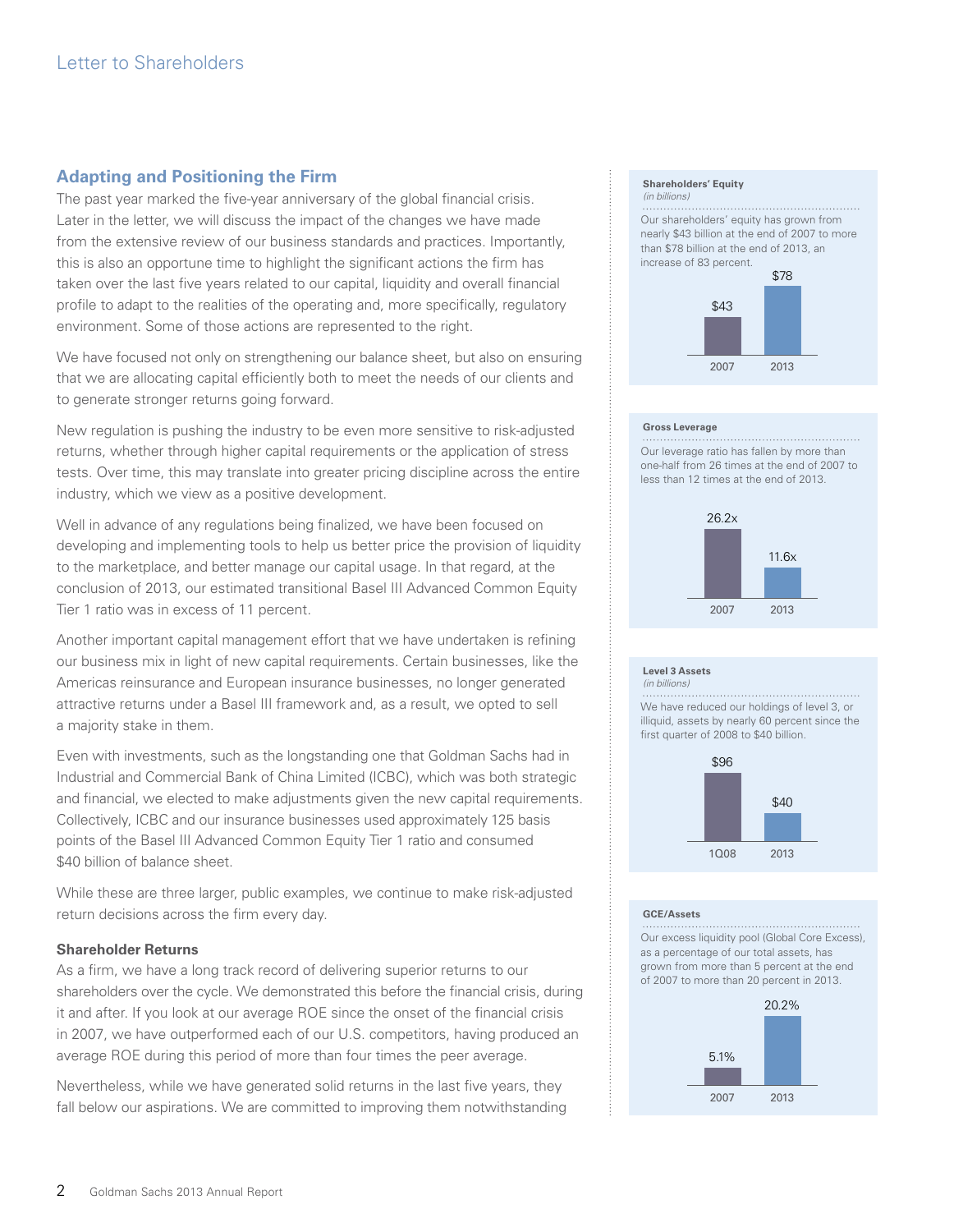## Adapting and Positioning the Firm

The past year marked the five-year anniversary of the global financial crisis. Later in the letter, we will discuss the impact of the changes we have made from the extensive review of our business standards and practices. Importantly, this is also an opportune time to highlight the significant actions the firm has taken over the last five years related to our capital, liquidity and overall financial profile to adapt to the realities of the operating and, more specifically, regulatory environment. Some of those actions are represented to the right.

We have focused not only on strengthening our balance sheet, but also on ensuring that we are allocating capital efficiently both to meet the needs of our clients and to generate stronger returns going forward.

New regulation is pushing the industry to be even more sensitive to risk-adjusted returns, whether through higher capital requirements or the application of stress tests. Over time, this may translate into greater pricing discipline across the entire industry, which we view as a positive development.

Well in advance of any regulations being finalized, we have been focused on developing and implementing tools to help us better price the provision of liquidity to the marketplace, and better manage our capital usage. In that regard, at the conclusion of 2013, our estimated transitional Basel III Advanced Common Equity Tier 1 ratio was in excess of 11 percent.

Another important capital management effort that we have undertaken is refining our business mix in light of new capital requirements. Certain businesses, like the Americas reinsurance and European insurance businesses, no longer generated attractive returns under a Basel III framework and, as a result, we opted to sell a majority stake in them.

Even with investments, such as the longstanding one that Goldman Sachs had in Industrial and Commercial Bank of China Limited (ICBC), which was both strategic and financial, we elected to make adjustments given the new capital requirements. Collectively, ICBC and our insurance businesses used approximately 125 basis points of the Basel III Advanced Common Equity Tier 1 ratio and consumed $40 billion of balance sheet.

While these are three larger, public examples, we continue to make risk-adjusted return decisions across the firm every day.

### Shareholder Returns

As a firm, we have a long track record of delivering superior returns to our shareholders over the cycle. We demonstrated this before the financial crisis, during it and after. If you look at our average ROE since the onset of the financial crisis in 2007, we have outperformed each of our U.S. competitors, having produced an average ROE during this period of more than four times the peer average.

Nevertheless, while we have generated solid returns in the last five years, they fall below our aspirations. We are committed to improving them notwithstanding

**Shareholders' Equity**
*(in billions)*

Our shareholders' equity has grown from nearly $43 billion at the end of 2007 to more than $78 billion at the end of 2013, an increase of 83 percent.

| 2007 | 2013 |
|---|---|
| $43 | $78 |

**Gross Leverage**

Our leverage ratio has fallen by more than one-half from 26 times at the end of 2007 to less than 12 times at the end of 2013.

| 2007 | 2013 |
|---|---|
| 26.2x | 11.6x |

**Level 3 Assets**
*(in billions)*

We have reduced our holdings of level 3, or illiquid, assets by nearly 60 percent since the first quarter of 2008 to $40 billion.

| 1Q08 | 2013 |
|---|---|
| $96 | $40 |

**GCE/Assets**

Our excess liquidity pool (Global Core Excess), as a percentage of our total assets, has grown from more than 5 percent at the end of 2007 to more than 20 percent in 2013.

| 2007 | 2013 |
|---|---|
| 5.1% | 20.2% |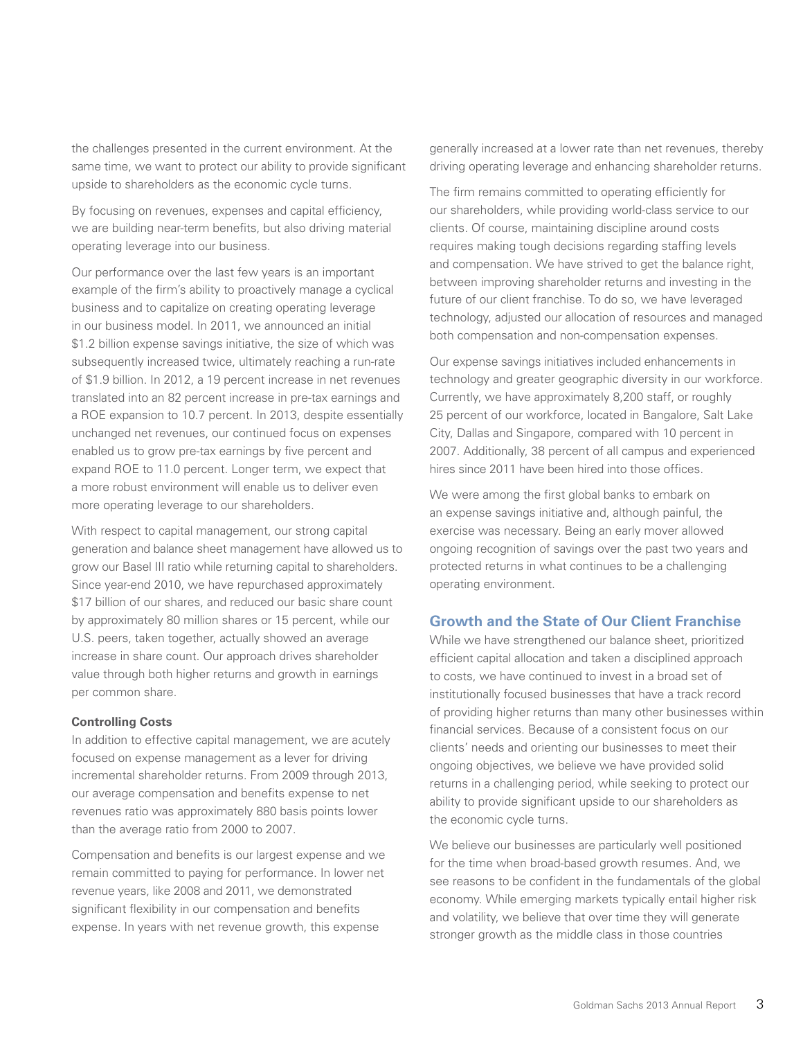the challenges presented in the current environment. At the same time, we want to protect our ability to provide significant upside to shareholders as the economic cycle turns.

By focusing on revenues, expenses and capital efficiency, we are building near-term benefits, but also driving material operating leverage into our business.

Our performance over the last few years is an important example of the firm's ability to proactively manage a cyclical business and to capitalize on creating operating leverage in our business model. In 2011, we announced an initial $1.2 billion expense savings initiative, the size of which was subsequently increased twice, ultimately reaching a run-rate of $1.9 billion. In 2012, a 19 percent increase in net revenues translated into an 82 percent increase in pre-tax earnings and a ROE expansion to 10.7 percent. In 2013, despite essentially unchanged net revenues, our continued focus on expenses enabled us to grow pre-tax earnings by five percent and expand ROE to 11.0 percent. Longer term, we expect that a more robust environment will enable us to deliver even more operating leverage to our shareholders.

With respect to capital management, our strong capital generation and balance sheet management have allowed us to grow our Basel III ratio while returning capital to shareholders. Since year-end 2010, we have repurchased approximately $17 billion of our shares, and reduced our basic share count by approximately 80 million shares or 15 percent, while our U.S. peers, taken together, actually showed an average increase in share count. Our approach drives shareholder value through both higher returns and growth in earnings per common share.

**Controlling Costs**

In addition to effective capital management, we are acutely focused on expense management as a lever for driving incremental shareholder returns. From 2009 through 2013, our average compensation and benefits expense to net revenues ratio was approximately 880 basis points lower than the average ratio from 2000 to 2007.

Compensation and benefits is our largest expense and we remain committed to paying for performance. In lower net revenue years, like 2008 and 2011, we demonstrated significant flexibility in our compensation and benefits expense. In years with net revenue growth, this expense generally increased at a lower rate than net revenues, thereby driving operating leverage and enhancing shareholder returns.

The firm remains committed to operating efficiently for our shareholders, while providing world-class service to our clients. Of course, maintaining discipline around costs requires making tough decisions regarding staffing levels and compensation. We have strived to get the balance right, between improving shareholder returns and investing in the future of our client franchise. To do so, we have leveraged technology, adjusted our allocation of resources and managed both compensation and non-compensation expenses.

Our expense savings initiatives included enhancements in technology and greater geographic diversity in our workforce. Currently, we have approximately 8,200 staff, or roughly 25 percent of our workforce, located in Bangalore, Salt Lake City, Dallas and Singapore, compared with 10 percent in 2007. Additionally, 38 percent of all campus and experienced hires since 2011 have been hired into those offices.

We were among the first global banks to embark on an expense savings initiative and, although painful, the exercise was necessary. Being an early mover allowed ongoing recognition of savings over the past two years and protected returns in what continues to be a challenging operating environment.

## Growth and the State of Our Client Franchise

While we have strengthened our balance sheet, prioritized efficient capital allocation and taken a disciplined approach to costs, we have continued to invest in a broad set of institutionally focused businesses that have a track record of providing higher returns than many other businesses within financial services. Because of a consistent focus on our clients' needs and orienting our businesses to meet their ongoing objectives, we believe we have provided solid returns in a challenging period, while seeking to protect our ability to provide significant upside to our shareholders as the economic cycle turns.

We believe our businesses are particularly well positioned for the time when broad-based growth resumes. And, we see reasons to be confident in the fundamentals of the global economy. While emerging markets typically entail higher risk and volatility, we believe that over time they will generate stronger growth as the middle class in those countries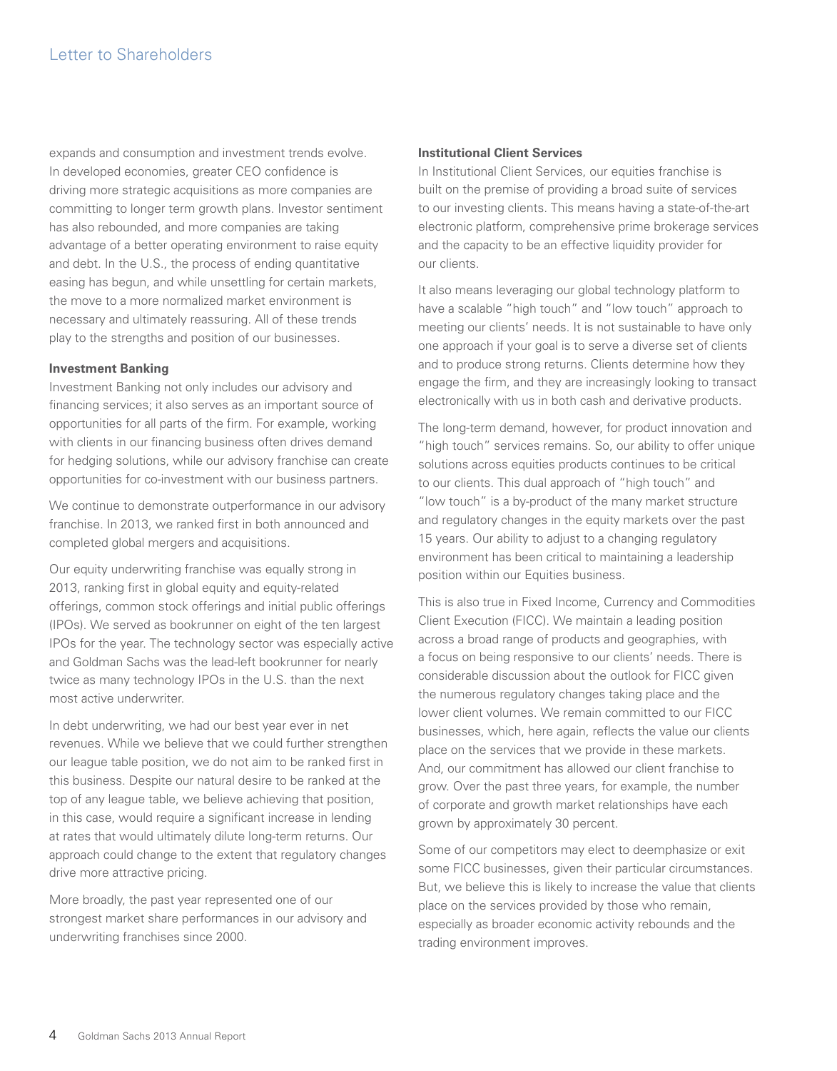expands and consumption and investment trends evolve. In developed economies, greater CEO confidence is driving more strategic acquisitions as more companies are committing to longer term growth plans. Investor sentiment has also rebounded, and more companies are taking advantage of a better operating environment to raise equity and debt. In the U.S., the process of ending quantitative easing has begun, and while unsettling for certain markets, the move to a more normalized market environment is necessary and ultimately reassuring. All of these trends play to the strengths and position of our businesses.

**Investment Banking**

Investment Banking not only includes our advisory and financing services; it also serves as an important source of opportunities for all parts of the firm. For example, working with clients in our financing business often drives demand for hedging solutions, while our advisory franchise can create opportunities for co-investment with our business partners.

We continue to demonstrate outperformance in our advisory franchise. In 2013, we ranked first in both announced and completed global mergers and acquisitions.

Our equity underwriting franchise was equally strong in 2013, ranking first in global equity and equity-related offerings, common stock offerings and initial public offerings (IPOs). We served as bookrunner on eight of the ten largest IPOs for the year. The technology sector was especially active and Goldman Sachs was the lead-left bookrunner for nearly twice as many technology IPOs in the U.S. than the next most active underwriter.

In debt underwriting, we had our best year ever in net revenues. While we believe that we could further strengthen our league table position, we do not aim to be ranked first in this business. Despite our natural desire to be ranked at the top of any league table, we believe achieving that position, in this case, would require a significant increase in lending at rates that would ultimately dilute long-term returns. Our approach could change to the extent that regulatory changes drive more attractive pricing.

More broadly, the past year represented one of our strongest market share performances in our advisory and underwriting franchises since 2000.

**Institutional Client Services**

In Institutional Client Services, our equities franchise is built on the premise of providing a broad suite of services to our investing clients. This means having a state-of-the-art electronic platform, comprehensive prime brokerage services and the capacity to be an effective liquidity provider for our clients.

It also means leveraging our global technology platform to have a scalable "high touch" and "low touch" approach to meeting our clients' needs. It is not sustainable to have only one approach if your goal is to serve a diverse set of clients and to produce strong returns. Clients determine how they engage the firm, and they are increasingly looking to transact electronically with us in both cash and derivative products.

The long-term demand, however, for product innovation and "high touch" services remains. So, our ability to offer unique solutions across equities products continues to be critical to our clients. This dual approach of "high touch" and "low touch" is a by-product of the many market structure and regulatory changes in the equity markets over the past 15 years. Our ability to adjust to a changing regulatory environment has been critical to maintaining a leadership position within our Equities business.

This is also true in Fixed Income, Currency and Commodities Client Execution (FICC). We maintain a leading position across a broad range of products and geographies, with a focus on being responsive to our clients' needs. There is considerable discussion about the outlook for FICC given the numerous regulatory changes taking place and the lower client volumes. We remain committed to our FICC businesses, which, here again, reflects the value our clients place on the services that we provide in these markets. And, our commitment has allowed our client franchise to grow. Over the past three years, for example, the number of corporate and growth market relationships have each grown by approximately 30 percent.

Some of our competitors may elect to deemphasize or exit some FICC businesses, given their particular circumstances. But, we believe this is likely to increase the value that clients place on the services provided by those who remain, especially as broader economic activity rebounds and the trading environment improves.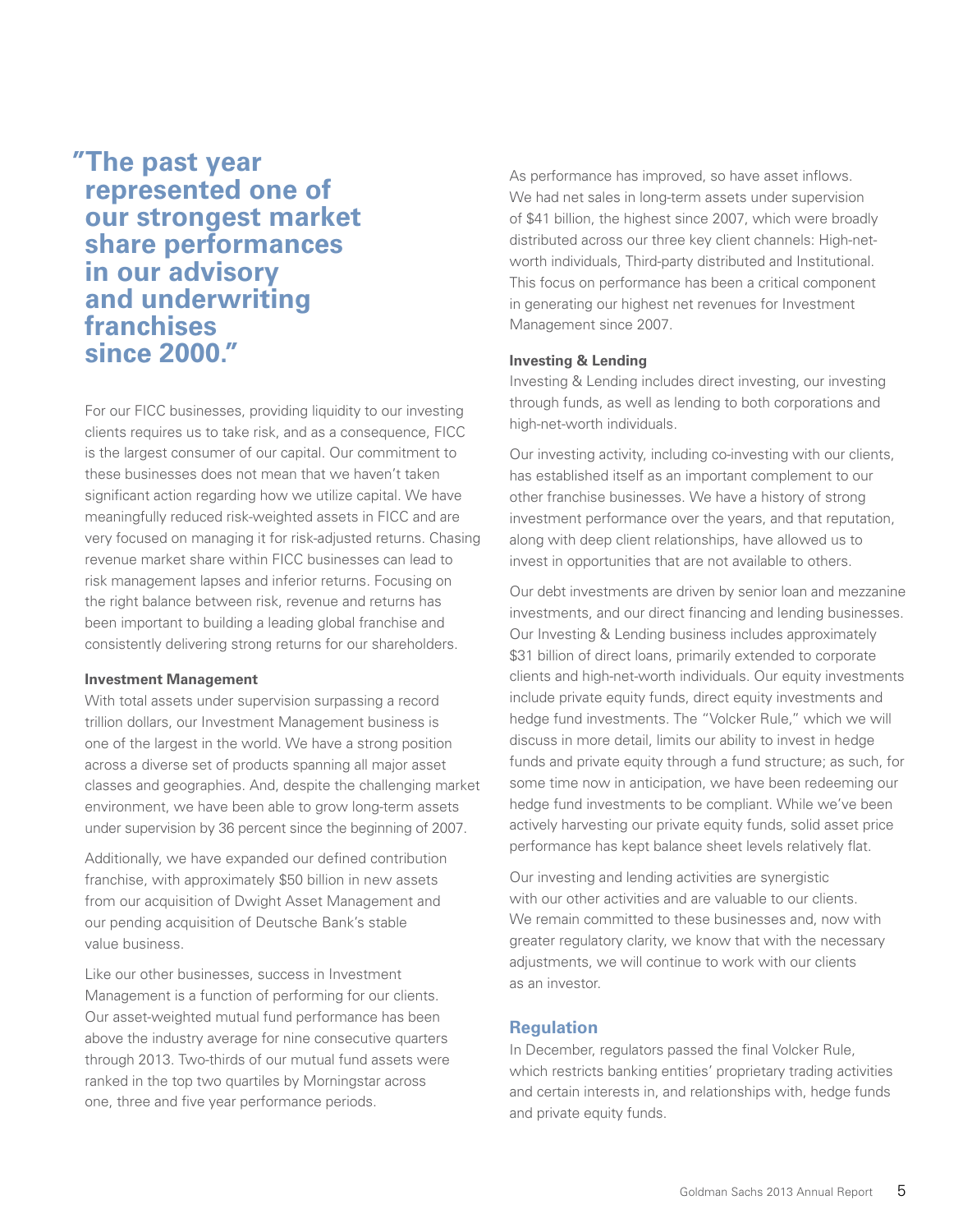> **"The past year represented one of our strongest market share performances in our advisory and underwriting franchises since 2000."**

For our FICC businesses, providing liquidity to our investing clients requires us to take risk, and as a consequence, FICC is the largest consumer of our capital. Our commitment to these businesses does not mean that we haven't taken significant action regarding how we utilize capital. We have meaningfully reduced risk-weighted assets in FICC and are very focused on managing it for risk-adjusted returns. Chasing revenue market share within FICC businesses can lead to risk management lapses and inferior returns. Focusing on the right balance between risk, revenue and returns has been important to building a leading global franchise and consistently delivering strong returns for our shareholders.

**Investment Management**

With total assets under supervision surpassing a record trillion dollars, our Investment Management business is one of the largest in the world. We have a strong position across a diverse set of products spanning all major asset classes and geographies. And, despite the challenging market environment, we have been able to grow long-term assets under supervision by 36 percent since the beginning of 2007.

Additionally, we have expanded our defined contribution franchise, with approximately $50 billion in new assets from our acquisition of Dwight Asset Management and our pending acquisition of Deutsche Bank's stable value business.

Like our other businesses, success in Investment Management is a function of performing for our clients. Our asset-weighted mutual fund performance has been above the industry average for nine consecutive quarters through 2013. Two-thirds of our mutual fund assets were ranked in the top two quartiles by Morningstar across one, three and five year performance periods.

As performance has improved, so have asset inflows. We had net sales in long-term assets under supervision of $41 billion, the highest since 2007, which were broadly distributed across our three key client channels: High-net-worth individuals, Third-party distributed and Institutional. This focus on performance has been a critical component in generating our highest net revenues for Investment Management since 2007.

**Investing & Lending**

Investing & Lending includes direct investing, our investing through funds, as well as lending to both corporations and high-net-worth individuals.

Our investing activity, including co-investing with our clients, has established itself as an important complement to our other franchise businesses. We have a history of strong investment performance over the years, and that reputation, along with deep client relationships, have allowed us to invest in opportunities that are not available to others.

Our debt investments are driven by senior loan and mezzanine investments, and our direct financing and lending businesses. Our Investing & Lending business includes approximately $31 billion of direct loans, primarily extended to corporate clients and high-net-worth individuals. Our equity investments include private equity funds, direct equity investments and hedge fund investments. The "Volcker Rule," which we will discuss in more detail, limits our ability to invest in hedge funds and private equity through a fund structure; as such, for some time now in anticipation, we have been redeeming our hedge fund investments to be compliant. While we've been actively harvesting our private equity funds, solid asset price performance has kept balance sheet levels relatively flat.

Our investing and lending activities are synergistic with our other activities and are valuable to our clients. We remain committed to these businesses and, now with greater regulatory clarity, we know that with the necessary adjustments, we will continue to work with our clients as an investor.

## Regulation

In December, regulators passed the final Volcker Rule, which restricts banking entities' proprietary trading activities and certain interests in, and relationships with, hedge funds and private equity funds.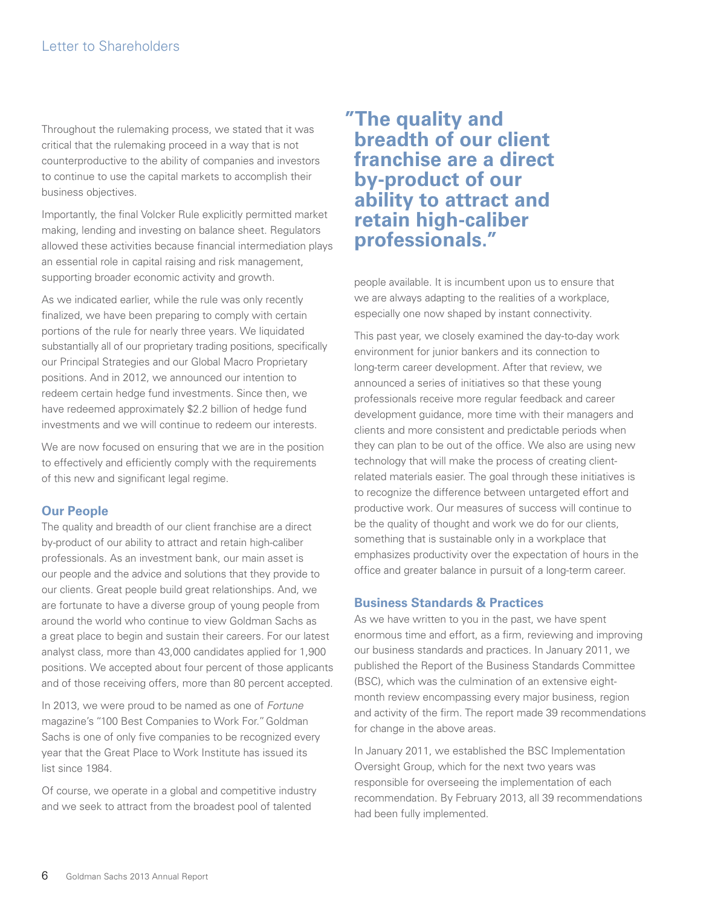Throughout the rulemaking process, we stated that it was critical that the rulemaking proceed in a way that is not counterproductive to the ability of companies and investors to continue to use the capital markets to accomplish their business objectives.

Importantly, the final Volcker Rule explicitly permitted market making, lending and investing on balance sheet. Regulators allowed these activities because financial intermediation plays an essential role in capital raising and risk management, supporting broader economic activity and growth.

As we indicated earlier, while the rule was only recently finalized, we have been preparing to comply with certain portions of the rule for nearly three years. We liquidated substantially all of our proprietary trading positions, specifically our Principal Strategies and our Global Macro Proprietary positions. And in 2012, we announced our intention to redeem certain hedge fund investments. Since then, we have redeemed approximately $2.2 billion of hedge fund investments and we will continue to redeem our interests.

We are now focused on ensuring that we are in the position to effectively and efficiently comply with the requirements of this new and significant legal regime.

## Our People

The quality and breadth of our client franchise are a direct by-product of our ability to attract and retain high-caliber professionals. As an investment bank, our main asset is our people and the advice and solutions that they provide to our clients. Great people build great relationships. And, we are fortunate to have a diverse group of young people from around the world who continue to view Goldman Sachs as a great place to begin and sustain their careers. For our latest analyst class, more than 43,000 candidates applied for 1,900 positions. We accepted about four percent of those applicants and of those receiving offers, more than 80 percent accepted.

In 2013, we were proud to be named as one of *Fortune* magazine's "100 Best Companies to Work For." Goldman Sachs is one of only five companies to be recognized every year that the Great Place to Work Institute has issued its list since 1984.

Of course, we operate in a global and competitive industry and we seek to attract from the broadest pool of talented people available. It is incumbent upon us to ensure that we are always adapting to the realities of a workplace, especially one now shaped by instant connectivity.

> **"The quality and breadth of our client franchise are a direct by-product of our ability to attract and retain high-caliber professionals."**

This past year, we closely examined the day-to-day work environment for junior bankers and its connection to long-term career development. After that review, we announced a series of initiatives so that these young professionals receive more regular feedback and career development guidance, more time with their managers and clients and more consistent and predictable periods when they can plan to be out of the office. We also are using new technology that will make the process of creating client-related materials easier. The goal through these initiatives is to recognize the difference between untargeted effort and productive work. Our measures of success will continue to be the quality of thought and work we do for our clients, something that is sustainable only in a workplace that emphasizes productivity over the expectation of hours in the office and greater balance in pursuit of a long-term career.

## Business Standards & Practices

As we have written to you in the past, we have spent enormous time and effort, as a firm, reviewing and improving our business standards and practices. In January 2011, we published the Report of the Business Standards Committee (BSC), which was the culmination of an extensive eight-month review encompassing every major business, region and activity of the firm. The report made 39 recommendations for change in the above areas.

In January 2011, we established the BSC Implementation Oversight Group, which for the next two years was responsible for overseeing the implementation of each recommendation. By February 2013, all 39 recommendations had been fully implemented.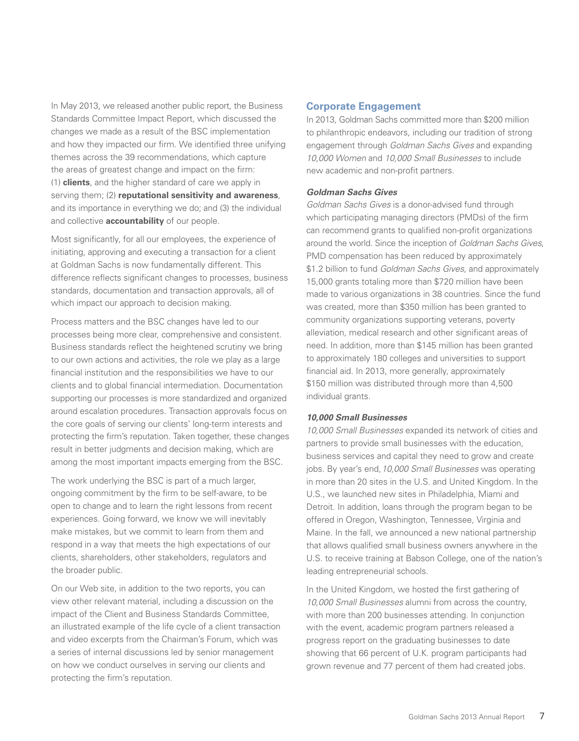In May 2013, we released another public report, the Business Standards Committee Impact Report, which discussed the changes we made as a result of the BSC implementation and how they impacted our firm. We identified three unifying themes across the 39 recommendations, which capture the areas of greatest change and impact on the firm: (1) **clients**, and the higher standard of care we apply in serving them; (2) **reputational sensitivity and awareness**, and its importance in everything we do; and (3) the individual and collective **accountability** of our people.

Most significantly, for all our employees, the experience of initiating, approving and executing a transaction for a client at Goldman Sachs is now fundamentally different. This difference reflects significant changes to processes, business standards, documentation and transaction approvals, all of which impact our approach to decision making.

Process matters and the BSC changes have led to our processes being more clear, comprehensive and consistent. Business standards reflect the heightened scrutiny we bring to our own actions and activities, the role we play as a large financial institution and the responsibilities we have to our clients and to global financial intermediation. Documentation supporting our processes is more standardized and organized around escalation procedures. Transaction approvals focus on the core goals of serving our clients' long-term interests and protecting the firm's reputation. Taken together, these changes result in better judgments and decision making, which are among the most important impacts emerging from the BSC.

The work underlying the BSC is part of a much larger, ongoing commitment by the firm to be self-aware, to be open to change and to learn the right lessons from recent experiences. Going forward, we know we will inevitably make mistakes, but we commit to learn from them and respond in a way that meets the high expectations of our clients, shareholders, other stakeholders, regulators and the broader public.

On our Web site, in addition to the two reports, you can view other relevant material, including a discussion on the impact of the Client and Business Standards Committee, an illustrated example of the life cycle of a client transaction and video excerpts from the Chairman's Forum, which was a series of internal discussions led by senior management on how we conduct ourselves in serving our clients and protecting the firm's reputation.

## Corporate Engagement

In 2013, Goldman Sachs committed more than $200 million to philanthropic endeavors, including our tradition of strong engagement through *Goldman Sachs Gives* and expanding *10,000 Women* and *10,000 Small Businesses* to include new academic and non-profit partners.

### *Goldman Sachs Gives*

*Goldman Sachs Gives* is a donor-advised fund through which participating managing directors (PMDs) of the firm can recommend grants to qualified non-profit organizations around the world. Since the inception of *Goldman Sachs Gives*, PMD compensation has been reduced by approximately $1.2 billion to fund *Goldman Sachs Gives*, and approximately 15,000 grants totaling more than $720 million have been made to various organizations in 38 countries. Since the fund was created, more than $350 million has been granted to community organizations supporting veterans, poverty alleviation, medical research and other significant areas of need. In addition, more than $145 million has been granted to approximately 180 colleges and universities to support financial aid. In 2013, more generally, approximately $150 million was distributed through more than 4,500 individual grants.

### *10,000 Small Businesses*

*10,000 Small Businesses* expanded its network of cities and partners to provide small businesses with the education, business services and capital they need to grow and create jobs. By year's end, *10,000 Small Businesses* was operating in more than 20 sites in the U.S. and United Kingdom. In the U.S., we launched new sites in Philadelphia, Miami and Detroit. In addition, loans through the program began to be offered in Oregon, Washington, Tennessee, Virginia and Maine. In the fall, we announced a new national partnership that allows qualified small business owners anywhere in the U.S. to receive training at Babson College, one of the nation's leading entrepreneurial schools.

In the United Kingdom, we hosted the first gathering of *10,000 Small Businesses* alumni from across the country, with more than 200 businesses attending. In conjunction with the event, academic program partners released a progress report on the graduating businesses to date showing that 66 percent of U.K. program participants had grown revenue and 77 percent of them had created jobs.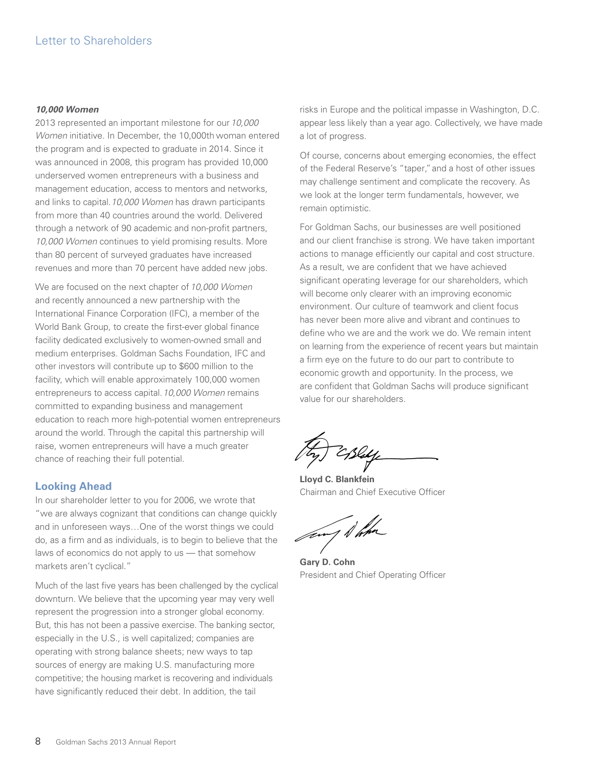### *10,000 Women*

2013 represented an important milestone for our *10,000 Women* initiative. In December, the 10,000th woman entered the program and is expected to graduate in 2014. Since it was announced in 2008, this program has provided 10,000 underserved women entrepreneurs with a business and management education, access to mentors and networks, and links to capital. *10,000 Women* has drawn participants from more than 40 countries around the world. Delivered through a network of 90 academic and non-profit partners, *10,000 Women* continues to yield promising results. More than 80 percent of surveyed graduates have increased revenues and more than 70 percent have added new jobs.

We are focused on the next chapter of *10,000 Women* and recently announced a new partnership with the International Finance Corporation (IFC), a member of the World Bank Group, to create the first-ever global finance facility dedicated exclusively to women-owned small and medium enterprises. Goldman Sachs Foundation, IFC and other investors will contribute up to $600 million to the facility, which will enable approximately 100,000 women entrepreneurs to access capital. *10,000 Women* remains committed to expanding business and management education to reach more high-potential women entrepreneurs around the world. Through the capital this partnership will raise, women entrepreneurs will have a much greater chance of reaching their full potential.

## Looking Ahead

In our shareholder letter to you for 2006, we wrote that "we are always cognizant that conditions can change quickly and in unforeseen ways…One of the worst things we could do, as a firm and as individuals, is to begin to believe that the laws of economics do not apply to us — that somehow markets aren't cyclical."

Much of the last five years has been challenged by the cyclical downturn. We believe that the upcoming year may very well represent the progression into a stronger global economy. But, this has not been a passive exercise. The banking sector, especially in the U.S., is well capitalized; companies are operating with strong balance sheets; new ways to tap sources of energy are making U.S. manufacturing more competitive; the housing market is recovering and individuals have significantly reduced their debt. In addition, the tail risks in Europe and the political impasse in Washington, D.C. appear less likely than a year ago. Collectively, we have made a lot of progress.

Of course, concerns about emerging economies, the effect of the Federal Reserve's "taper," and a host of other issues may challenge sentiment and complicate the recovery. As we look at the longer term fundamentals, however, we remain optimistic.

For Goldman Sachs, our businesses are well positioned and our client franchise is strong. We have taken important actions to manage efficiently our capital and cost structure. As a result, we are confident that we have achieved significant operating leverage for our shareholders, which will become only clearer with an improving economic environment. Our culture of teamwork and client focus has never been more alive and vibrant and continues to define who we are and the work we do. We remain intent on learning from the experience of recent years but maintain a firm eye on the future to do our part to contribute to economic growth and opportunity. In the process, we are confident that Goldman Sachs will produce significant value for our shareholders.

**Lloyd C. Blankfein**
Chairman and Chief Executive Officer

**Gary D. Cohn**
President and Chief Operating Officer